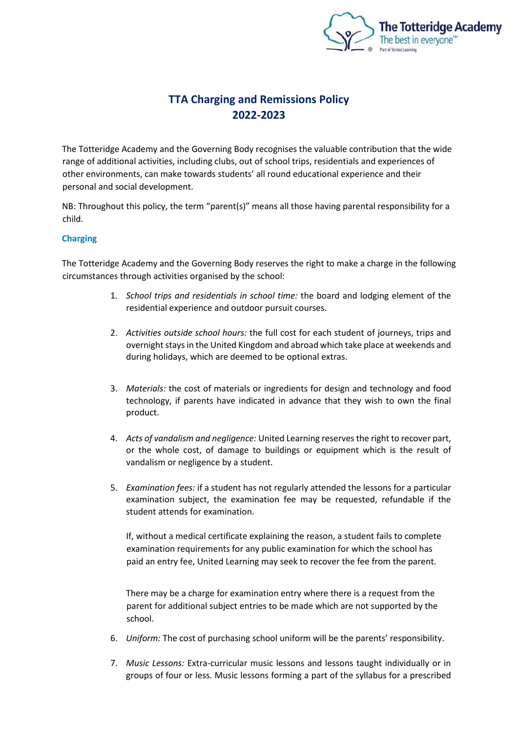# TTA Charging and Remissions Policy 2022-2023

The Totteridge Academy and the Governing Body recognises the valuable contribution that the wide range of additional activities, including clubs, out of school trips, residentials and experiences of other environments, can make towards students' all round educational experience and their personal and social development.

NB: Throughout this policy, the term "parent(s)" means all those having parental responsibility for a child.

### Charging

The Totteridge Academy and the Governing Body reserves the right to make a charge in the following circumstances through activities organised by the school:

1. *School trips and residentials in school time:* the board and lodging element of the residential experience and outdoor pursuit courses.

2. *Activities outside school hours:* the full cost for each student of journeys, trips and overnight stays in the United Kingdom and abroad which take place at weekends and during holidays, which are deemed to be optional extras.

3. *Materials:* the cost of materials or ingredients for design and technology and food technology, if parents have indicated in advance that they wish to own the final product.

4. *Acts of vandalism and negligence:* United Learning reserves the right to recover part, or the whole cost, of damage to buildings or equipment which is the result of vandalism or negligence by a student.

5. *Examination fees:* if a student has not regularly attended the lessons for a particular examination subject, the examination fee may be requested, refundable if the student attends for examination.

   If, without a medical certificate explaining the reason, a student fails to complete examination requirements for any public examination for which the school has paid an entry fee, United Learning may seek to recover the fee from the parent.

   There may be a charge for examination entry where there is a request from the parent for additional subject entries to be made which are not supported by the school.

6. *Uniform:* The cost of purchasing school uniform will be the parents' responsibility.

7. *Music Lessons:* Extra-curricular music lessons and lessons taught individually or in groups of four or less. Music lessons forming a part of the syllabus for a prescribed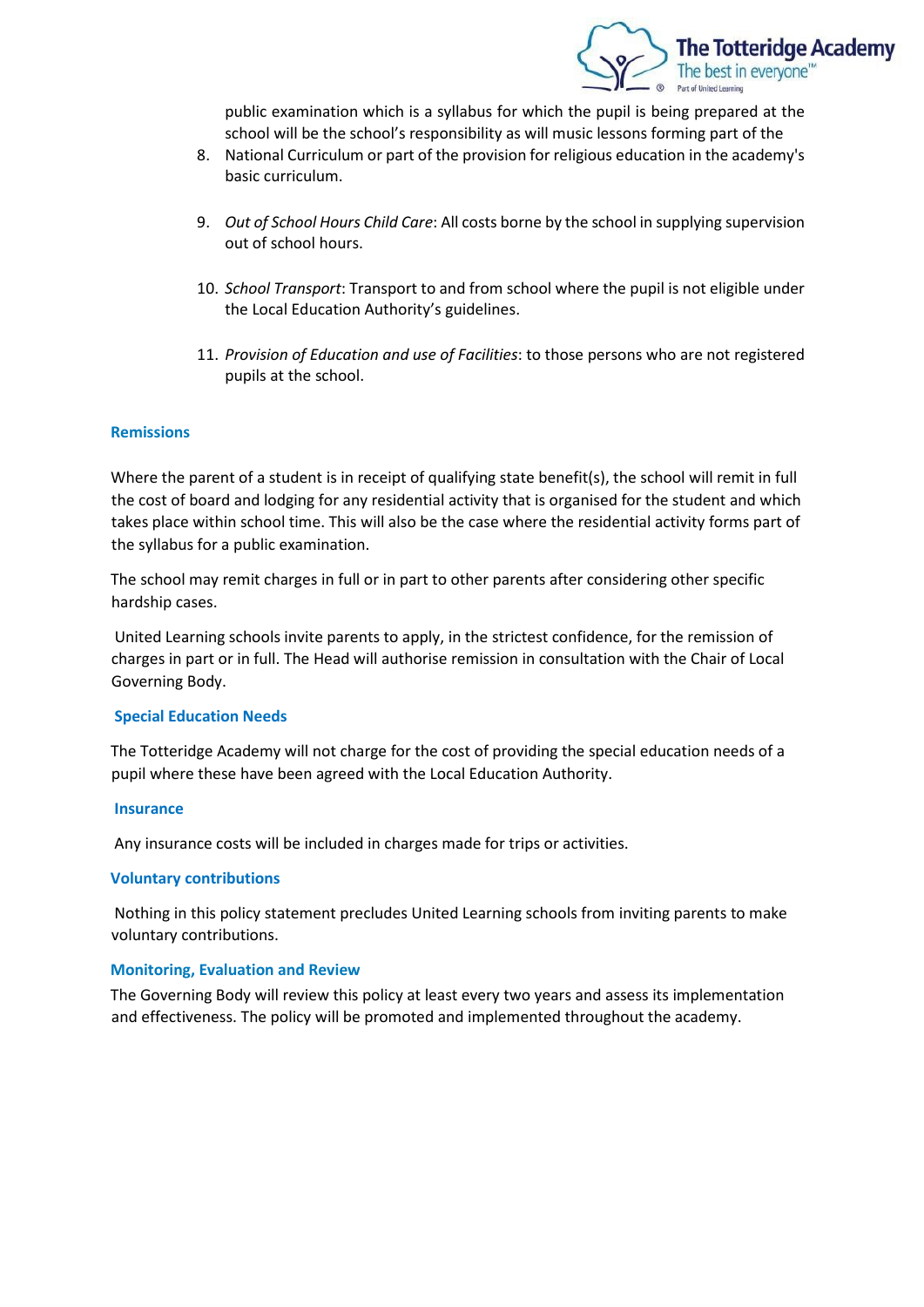public examination which is a syllabus for which the pupil is being prepared at the school will be the school's responsibility as will music lessons forming part of the

8. National Curriculum or part of the provision for religious education in the academy's basic curriculum.

9. *Out of School Hours Child Care*: All costs borne by the school in supplying supervision out of school hours.

10. *School Transport*: Transport to and from school where the pupil is not eligible under the Local Education Authority's guidelines.

11. *Provision of Education and use of Facilities*: to those persons who are not registered pupils at the school.

## Remissions

Where the parent of a student is in receipt of qualifying state benefit(s), the school will remit in full the cost of board and lodging for any residential activity that is organised for the student and which takes place within school time. This will also be the case where the residential activity forms part of the syllabus for a public examination.

The school may remit charges in full or in part to other parents after considering other specific hardship cases.

United Learning schools invite parents to apply, in the strictest confidence, for the remission of charges in part or in full. The Head will authorise remission in consultation with the Chair of Local Governing Body.

## Special Education Needs

The Totteridge Academy will not charge for the cost of providing the special education needs of a pupil where these have been agreed with the Local Education Authority.

## Insurance

Any insurance costs will be included in charges made for trips or activities.

## Voluntary contributions

Nothing in this policy statement precludes United Learning schools from inviting parents to make voluntary contributions.

## Monitoring, Evaluation and Review

The Governing Body will review this policy at least every two years and assess its implementation and effectiveness. The policy will be promoted and implemented throughout the academy.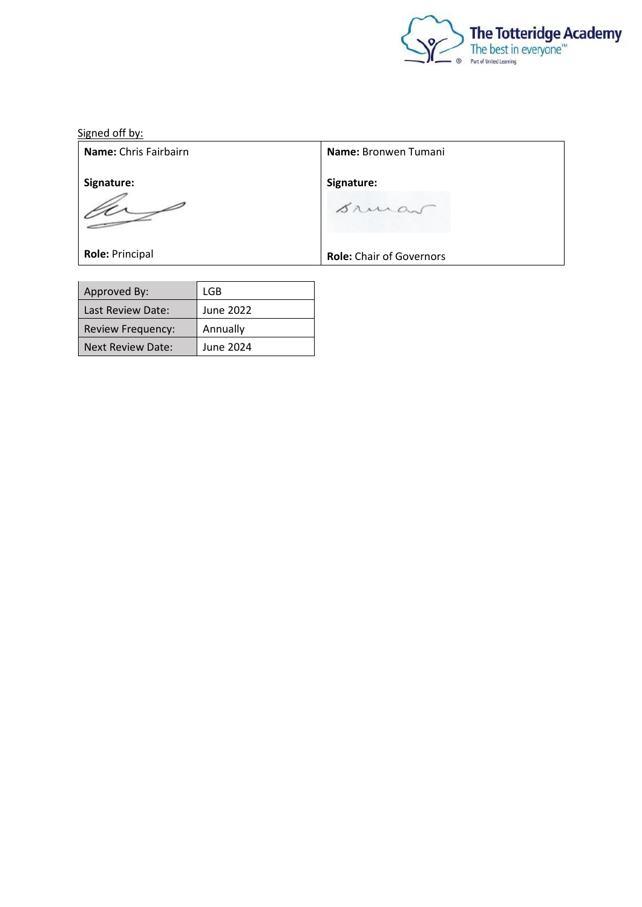Signed off by:

| | |
|---|---|
| **Name:** Chris Fairbairn<br><br>**Signature:**<br><br>**Role:** Principal | **Name:** Bronwen Tumani<br><br>**Signature:**<br><br>**Role:** Chair of Governors |

| | |
|---|---|
| Approved By: | LGB |
| Last Review Date: | June 2022 |
| Review Frequency: | Annually |
| Next Review Date: | June 2024 |